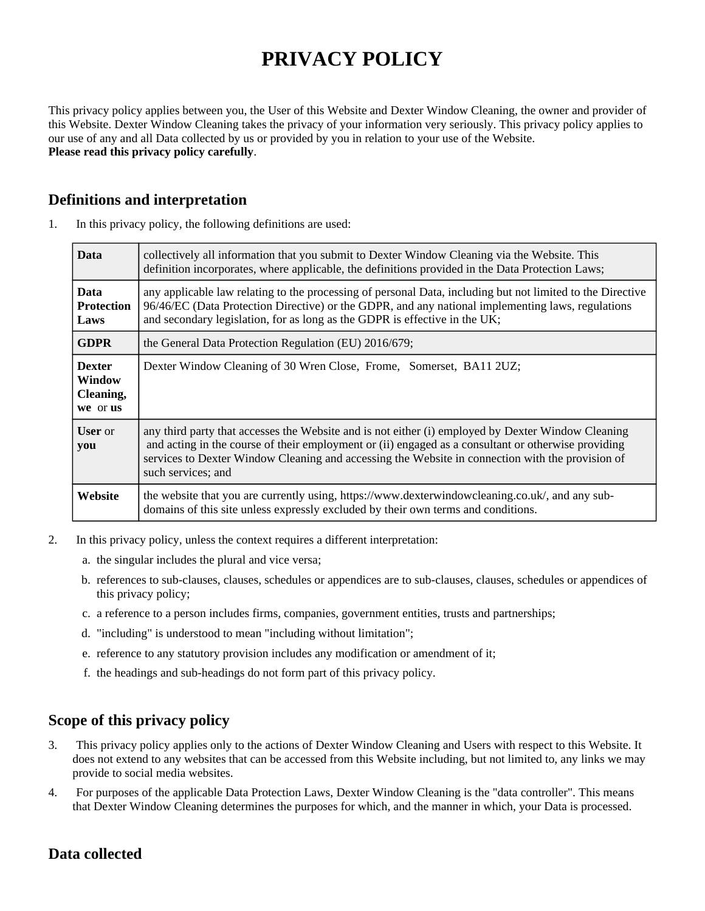# PRIVACY POLICY

This privacy policy applies between you, the User of this Website and Dexter Window Cleaning, the owner and provider of this Website. Dexter Window Cleaning takes the privacy of your information very seriously. This privacy policy applies to our use of any and all Data collected by us or provided by you in relation to your use of the Website.
**Please read this privacy policy carefully**.

## Definitions and interpretation

1. In this privacy policy, the following definitions are used:

| | |
|---|---|
| **Data** | collectively all information that you submit to Dexter Window Cleaning via the Website. This definition incorporates, where applicable, the definitions provided in the Data Protection Laws; |
| **Data Protection Laws** | any applicable law relating to the processing of personal Data, including but not limited to the Directive 96/46/EC (Data Protection Directive) or the GDPR, and any national implementing laws, regulations and secondary legislation, for as long as the GDPR is effective in the UK; |
| **GDPR** | the General Data Protection Regulation (EU) 2016/679; |
| **Dexter Window Cleaning, we** or **us** | Dexter Window Cleaning of 30 Wren Close, Frome, Somerset, BA11 2UZ; |
| **User** or **you** | any third party that accesses the Website and is not either (i) employed by Dexter Window Cleaning and acting in the course of their employment or (ii) engaged as a consultant or otherwise providing services to Dexter Window Cleaning and accessing the Website in connection with the provision of such services; and |
| **Website** | the website that you are currently using, https://www.dexterwindowcleaning.co.uk/, and any sub-domains of this site unless expressly excluded by their own terms and conditions. |

2. In this privacy policy, unless the context requires a different interpretation:
   a. the singular includes the plural and vice versa;
   b. references to sub-clauses, clauses, schedules or appendices are to sub-clauses, clauses, schedules or appendices of this privacy policy;
   c. a reference to a person includes firms, companies, government entities, trusts and partnerships;
   d. "including" is understood to mean "including without limitation";
   e. reference to any statutory provision includes any modification or amendment of it;
   f. the headings and sub-headings do not form part of this privacy policy.

## Scope of this privacy policy

3. This privacy policy applies only to the actions of Dexter Window Cleaning and Users with respect to this Website. It does not extend to any websites that can be accessed from this Website including, but not limited to, any links we may provide to social media websites.
4. For purposes of the applicable Data Protection Laws, Dexter Window Cleaning is the "data controller". This means that Dexter Window Cleaning determines the purposes for which, and the manner in which, your Data is processed.

## Data collected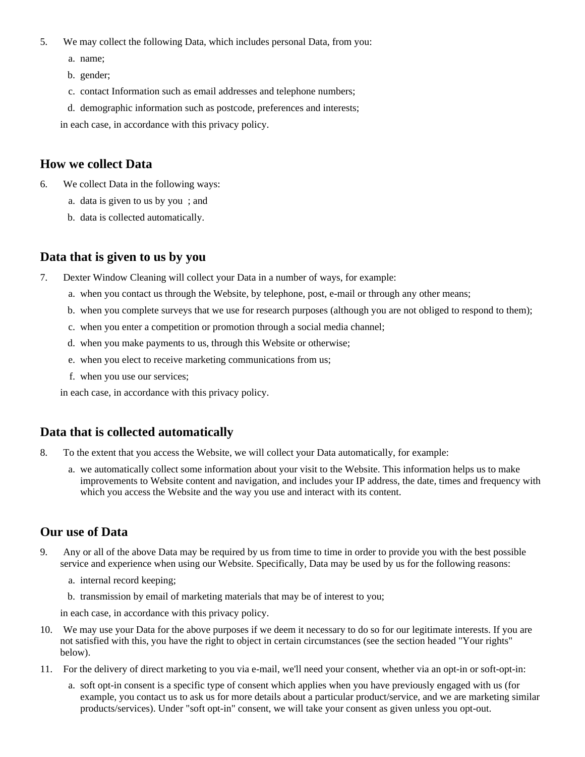5. We may collect the following Data, which includes personal Data, from you:
   a. name;
   b. gender;
   c. contact Information such as email addresses and telephone numbers;
   d. demographic information such as postcode, preferences and interests;

   in each case, in accordance with this privacy policy.

## How we collect Data

6. We collect Data in the following ways:
   a. data is given to us by you ; and
   b. data is collected automatically.

## Data that is given to us by you

7. Dexter Window Cleaning will collect your Data in a number of ways, for example:
   a. when you contact us through the Website, by telephone, post, e-mail or through any other means;
   b. when you complete surveys that we use for research purposes (although you are not obliged to respond to them);
   c. when you enter a competition or promotion through a social media channel;
   d. when you make payments to us, through this Website or otherwise;
   e. when you elect to receive marketing communications from us;
   f. when you use our services;

   in each case, in accordance with this privacy policy.

## Data that is collected automatically

8. To the extent that you access the Website, we will collect your Data automatically, for example:
   a. we automatically collect some information about your visit to the Website. This information helps us to make improvements to Website content and navigation, and includes your IP address, the date, times and frequency with which you access the Website and the way you use and interact with its content.

## Our use of Data

9. Any or all of the above Data may be required by us from time to time in order to provide you with the best possible service and experience when using our Website. Specifically, Data may be used by us for the following reasons:
   a. internal record keeping;
   b. transmission by email of marketing materials that may be of interest to you;

   in each case, in accordance with this privacy policy.

10. We may use your Data for the above purposes if we deem it necessary to do so for our legitimate interests. If you are not satisfied with this, you have the right to object in certain circumstances (see the section headed "Your rights" below).
11. For the delivery of direct marketing to you via e-mail, we'll need your consent, whether via an opt-in or soft-opt-in:
    a. soft opt-in consent is a specific type of consent which applies when you have previously engaged with us (for example, you contact us to ask us for more details about a particular product/service, and we are marketing similar products/services). Under "soft opt-in" consent, we will take your consent as given unless you opt-out.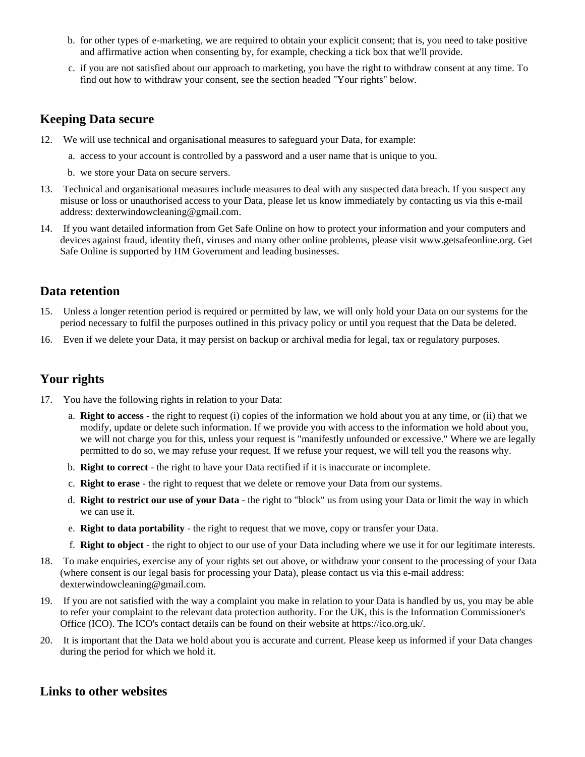b. for other types of e-marketing, we are required to obtain your explicit consent; that is, you need to take positive and affirmative action when consenting by, for example, checking a tick box that we'll provide.

c. if you are not satisfied about our approach to marketing, you have the right to withdraw consent at any time. To find out how to withdraw your consent, see the section headed "Your rights" below.

## Keeping Data secure

12. We will use technical and organisational measures to safeguard your Data, for example:

    a. access to your account is controlled by a password and a user name that is unique to you.

    b. we store your Data on secure servers.

13. Technical and organisational measures include measures to deal with any suspected data breach. If you suspect any misuse or loss or unauthorised access to your Data, please let us know immediately by contacting us via this e-mail address: dexterwindowcleaning@gmail.com.

14. If you want detailed information from Get Safe Online on how to protect your information and your computers and devices against fraud, identity theft, viruses and many other online problems, please visit www.getsafeonline.org. Get Safe Online is supported by HM Government and leading businesses.

## Data retention

15. Unless a longer retention period is required or permitted by law, we will only hold your Data on our systems for the period necessary to fulfil the purposes outlined in this privacy policy or until you request that the Data be deleted.

16. Even if we delete your Data, it may persist on backup or archival media for legal, tax or regulatory purposes.

## Your rights

17. You have the following rights in relation to your Data:

    a. **Right to access** - the right to request (i) copies of the information we hold about you at any time, or (ii) that we modify, update or delete such information. If we provide you with access to the information we hold about you, we will not charge you for this, unless your request is "manifestly unfounded or excessive." Where we are legally permitted to do so, we may refuse your request. If we refuse your request, we will tell you the reasons why.

    b. **Right to correct** - the right to have your Data rectified if it is inaccurate or incomplete.

    c. **Right to erase** - the right to request that we delete or remove your Data from our systems.

    d. **Right to restrict our use of your Data** - the right to "block" us from using your Data or limit the way in which we can use it.

    e. **Right to data portability** - the right to request that we move, copy or transfer your Data.

    f. **Right to object** - the right to object to our use of your Data including where we use it for our legitimate interests.

18. To make enquiries, exercise any of your rights set out above, or withdraw your consent to the processing of your Data (where consent is our legal basis for processing your Data), please contact us via this e-mail address: dexterwindowcleaning@gmail.com.

19. If you are not satisfied with the way a complaint you make in relation to your Data is handled by us, you may be able to refer your complaint to the relevant data protection authority. For the UK, this is the Information Commissioner's Office (ICO). The ICO's contact details can be found on their website at https://ico.org.uk/.

20. It is important that the Data we hold about you is accurate and current. Please keep us informed if your Data changes during the period for which we hold it.

## Links to other websites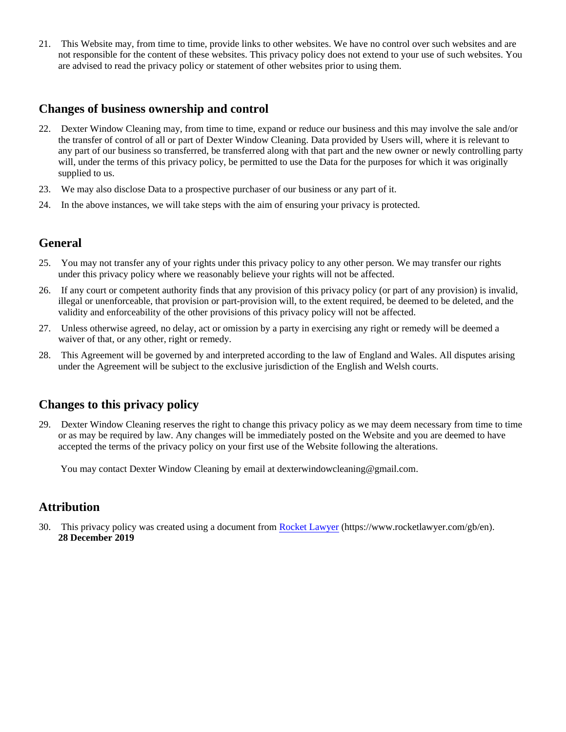21. This Website may, from time to time, provide links to other websites. We have no control over such websites and are not responsible for the content of these websites. This privacy policy does not extend to your use of such websites. You are advised to read the privacy policy or statement of other websites prior to using them.

## Changes of business ownership and control

22. Dexter Window Cleaning may, from time to time, expand or reduce our business and this may involve the sale and/or the transfer of control of all or part of Dexter Window Cleaning. Data provided by Users will, where it is relevant to any part of our business so transferred, be transferred along with that part and the new owner or newly controlling party will, under the terms of this privacy policy, be permitted to use the Data for the purposes for which it was originally supplied to us.
23. We may also disclose Data to a prospective purchaser of our business or any part of it.
24. In the above instances, we will take steps with the aim of ensuring your privacy is protected.

## General

25. You may not transfer any of your rights under this privacy policy to any other person. We may transfer our rights under this privacy policy where we reasonably believe your rights will not be affected.
26. If any court or competent authority finds that any provision of this privacy policy (or part of any provision) is invalid, illegal or unenforceable, that provision or part-provision will, to the extent required, be deemed to be deleted, and the validity and enforceability of the other provisions of this privacy policy will not be affected.
27. Unless otherwise agreed, no delay, act or omission by a party in exercising any right or remedy will be deemed a waiver of that, or any other, right or remedy.
28. This Agreement will be governed by and interpreted according to the law of England and Wales. All disputes arising under the Agreement will be subject to the exclusive jurisdiction of the English and Welsh courts.

## Changes to this privacy policy

29. Dexter Window Cleaning reserves the right to change this privacy policy as we may deem necessary from time to time or as may be required by law. Any changes will be immediately posted on the Website and you are deemed to have accepted the terms of the privacy policy on your first use of the Website following the alterations.

    You may contact Dexter Window Cleaning by email at dexterwindowcleaning@gmail.com.

## Attribution

30. This privacy policy was created using a document from [Rocket Lawyer](https://www.rocketlawyer.com/gb/en) (https://www.rocketlawyer.com/gb/en).
    **28 December 2019**